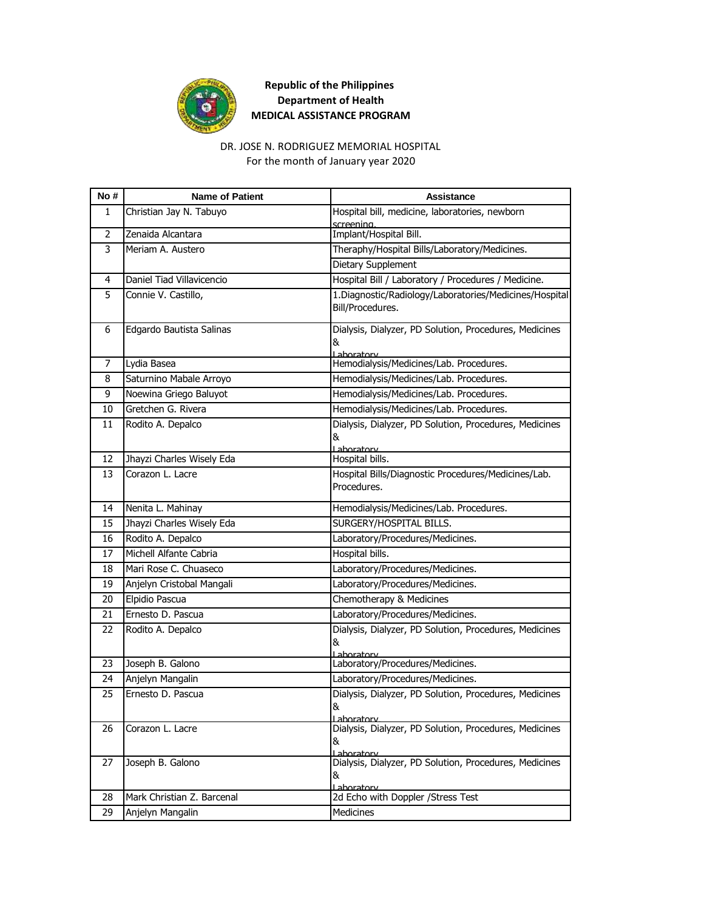**Republic of the Philippines**
**Department of Health**
**MEDICAL ASSISTANCE PROGRAM**

DR. JOSE N. RODRIGUEZ MEMORIAL HOSPITAL
For the month of January year 2020

| No # | Name of Patient | Assistance |
|---|---|---|
| 1 | Christian Jay N. Tabuyo | Hospital bill, medicine, laboratories, newborn screening. |
| 2 | Zenaida Alcantara | Implant/Hospital Bill. |
| 3 | Meriam A. Austero | Theraphy/Hospital Bills/Laboratory/Medicines. |
| | | Dietary Supplement |
| 4 | Daniel Tiad Villavicencio | Hospital Bill / Laboratory / Procedures / Medicine. |
| 5 | Connie V. Castillo, | 1.Diagnostic/Radiology/Laboratories/Medicines/Hospital Bill/Procedures. |
| 6 | Edgardo Bautista Salinas | Dialysis, Dialyzer, PD Solution, Procedures, Medicines & Laboratory |
| 7 | Lydia Basea | Hemodialysis/Medicines/Lab. Procedures. |
| 8 | Saturnino Mabale Arroyo | Hemodialysis/Medicines/Lab. Procedures. |
| 9 | Noewina Griego Baluyot | Hemodialysis/Medicines/Lab. Procedures. |
| 10 | Gretchen G. Rivera | Hemodialysis/Medicines/Lab. Procedures. |
| 11 | Rodito A. Depalco | Dialysis, Dialyzer, PD Solution, Procedures, Medicines & Laboratory |
| 12 | Jhayzi Charles Wisely Eda | Hospital bills. |
| 13 | Corazon L. Lacre | Hospital Bills/Diagnostic Procedures/Medicines/Lab. Procedures. |
| 14 | Nenita L. Mahinay | Hemodialysis/Medicines/Lab. Procedures. |
| 15 | Jhayzi Charles Wisely Eda | SURGERY/HOSPITAL BILLS. |
| 16 | Rodito A. Depalco | Laboratory/Procedures/Medicines. |
| 17 | Michell Alfante Cabria | Hospital bills. |
| 18 | Mari Rose C. Chuaseco | Laboratory/Procedures/Medicines. |
| 19 | Anjelyn Cristobal Mangali | Laboratory/Procedures/Medicines. |
| 20 | Elpidio Pascua | Chemotherapy & Medicines |
| 21 | Ernesto D. Pascua | Laboratory/Procedures/Medicines. |
| 22 | Rodito A. Depalco | Dialysis, Dialyzer, PD Solution, Procedures, Medicines & Laboratory |
| 23 | Joseph B. Galono | Laboratory/Procedures/Medicines. |
| 24 | Anjelyn Mangalin | Laboratory/Procedures/Medicines. |
| 25 | Ernesto D. Pascua | Dialysis, Dialyzer, PD Solution, Procedures, Medicines & Laboratory |
| 26 | Corazon L. Lacre | Dialysis, Dialyzer, PD Solution, Procedures, Medicines & Laboratory |
| 27 | Joseph B. Galono | Dialysis, Dialyzer, PD Solution, Procedures, Medicines & Laboratory |
| 28 | Mark Christian Z. Barcenal | 2d Echo with Doppler /Stress Test |
| 29 | Anjelyn Mangalin | Medicines |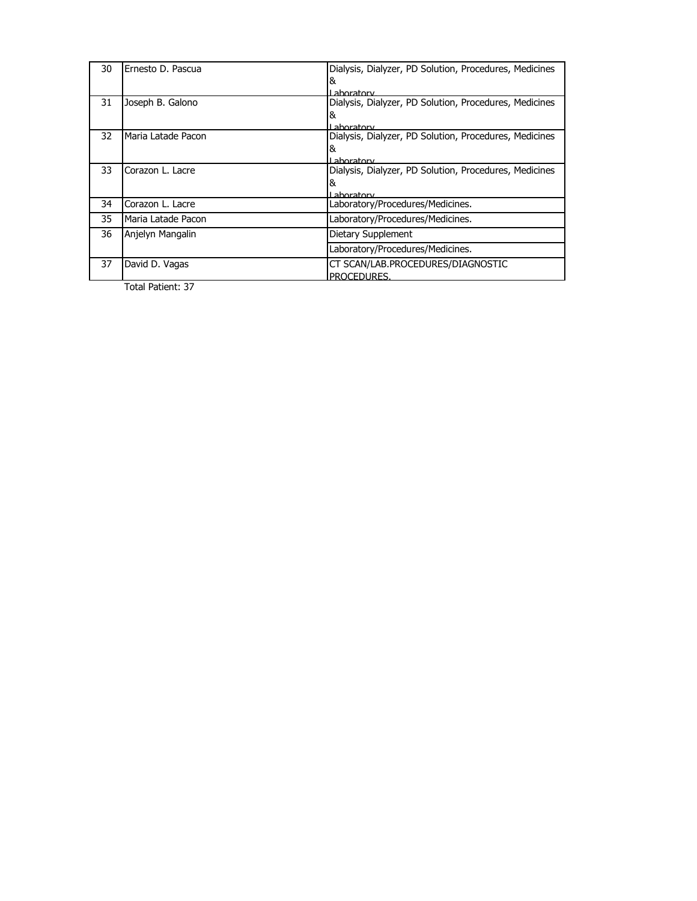| 30 | Ernesto D. Pascua | Dialysis, Dialyzer, PD Solution, Procedures, Medicines & Laboratory |
|---|---|---|
| 31 | Joseph B. Galono | Dialysis, Dialyzer, PD Solution, Procedures, Medicines & Laboratory |
| 32 | Maria Latade Pacon | Dialysis, Dialyzer, PD Solution, Procedures, Medicines & Laboratory |
| 33 | Corazon L. Lacre | Dialysis, Dialyzer, PD Solution, Procedures, Medicines & Laboratory |
| 34 | Corazon L. Lacre | Laboratory/Procedures/Medicines. |
| 35 | Maria Latade Pacon | Laboratory/Procedures/Medicines. |
| 36 | Anjelyn Mangalin | Dietary Supplement |
| | | Laboratory/Procedures/Medicines. |
| 37 | David D. Vagas | CT SCAN/LAB.PROCEDURES/DIAGNOSTIC PROCEDURES. |

Total Patient: 37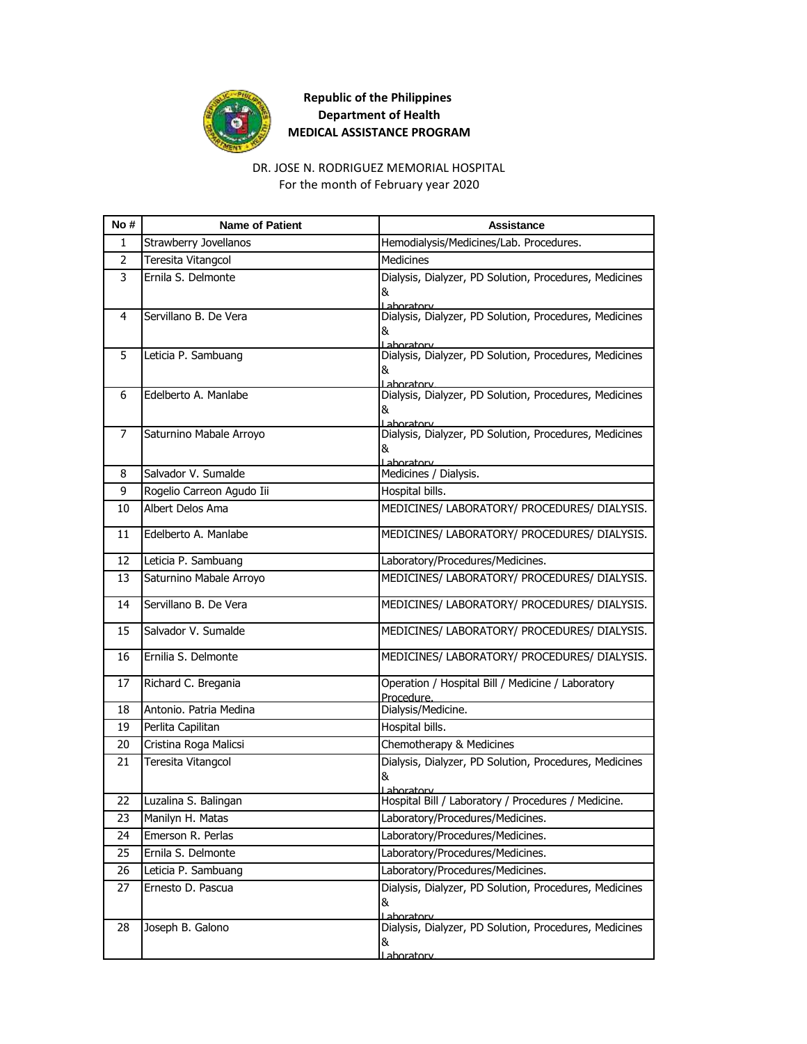**Republic of the Philippines**
**Department of Health**
**MEDICAL ASSISTANCE PROGRAM**

DR. JOSE N. RODRIGUEZ MEMORIAL HOSPITAL
For the month of February year 2020

| No # | Name of Patient | Assistance |
|---|---|---|
| 1 | Strawberry Jovellanos | Hemodialysis/Medicines/Lab. Procedures. |
| 2 | Teresita Vitangcol | Medicines |
| 3 | Ernila S. Delmonte | Dialysis, Dialyzer, PD Solution, Procedures, Medicines & Laboratory |
| 4 | Servillano B. De Vera | Dialysis, Dialyzer, PD Solution, Procedures, Medicines & Laboratory |
| 5 | Leticia P. Sambuang | Dialysis, Dialyzer, PD Solution, Procedures, Medicines & Laboratory |
| 6 | Edelberto A. Manlabe | Dialysis, Dialyzer, PD Solution, Procedures, Medicines & Laboratory |
| 7 | Saturnino Mabale Arroyo | Dialysis, Dialyzer, PD Solution, Procedures, Medicines & Laboratory |
| 8 | Salvador V. Sumalde | Medicines / Dialysis. |
| 9 | Rogelio Carreon Agudo Iii | Hospital bills. |
| 10 | Albert Delos Ama | MEDICINES/ LABORATORY/ PROCEDURES/ DIALYSIS. |
| 11 | Edelberto A. Manlabe | MEDICINES/ LABORATORY/ PROCEDURES/ DIALYSIS. |
| 12 | Leticia P. Sambuang | Laboratory/Procedures/Medicines. |
| 13 | Saturnino Mabale Arroyo | MEDICINES/ LABORATORY/ PROCEDURES/ DIALYSIS. |
| 14 | Servillano B. De Vera | MEDICINES/ LABORATORY/ PROCEDURES/ DIALYSIS. |
| 15 | Salvador V. Sumalde | MEDICINES/ LABORATORY/ PROCEDURES/ DIALYSIS. |
| 16 | Ernilia S. Delmonte | MEDICINES/ LABORATORY/ PROCEDURES/ DIALYSIS. |
| 17 | Richard C. Bregania | Operation / Hospital Bill / Medicine / Laboratory Procedure. |
| 18 | Antonio. Patria Medina | Dialysis/Medicine. |
| 19 | Perlita Capilitan | Hospital bills. |
| 20 | Cristina Roga Malicsi | Chemotherapy & Medicines |
| 21 | Teresita Vitangcol | Dialysis, Dialyzer, PD Solution, Procedures, Medicines & Laboratory |
| 22 | Luzalina S. Balingan | Hospital Bill / Laboratory / Procedures / Medicine. |
| 23 | Manilyn H. Matas | Laboratory/Procedures/Medicines. |
| 24 | Emerson R. Perlas | Laboratory/Procedures/Medicines. |
| 25 | Ernila S. Delmonte | Laboratory/Procedures/Medicines. |
| 26 | Leticia P. Sambuang | Laboratory/Procedures/Medicines. |
| 27 | Ernesto D. Pascua | Dialysis, Dialyzer, PD Solution, Procedures, Medicines & Laboratory |
| 28 | Joseph B. Galono | Dialysis, Dialyzer, PD Solution, Procedures, Medicines & Laboratory |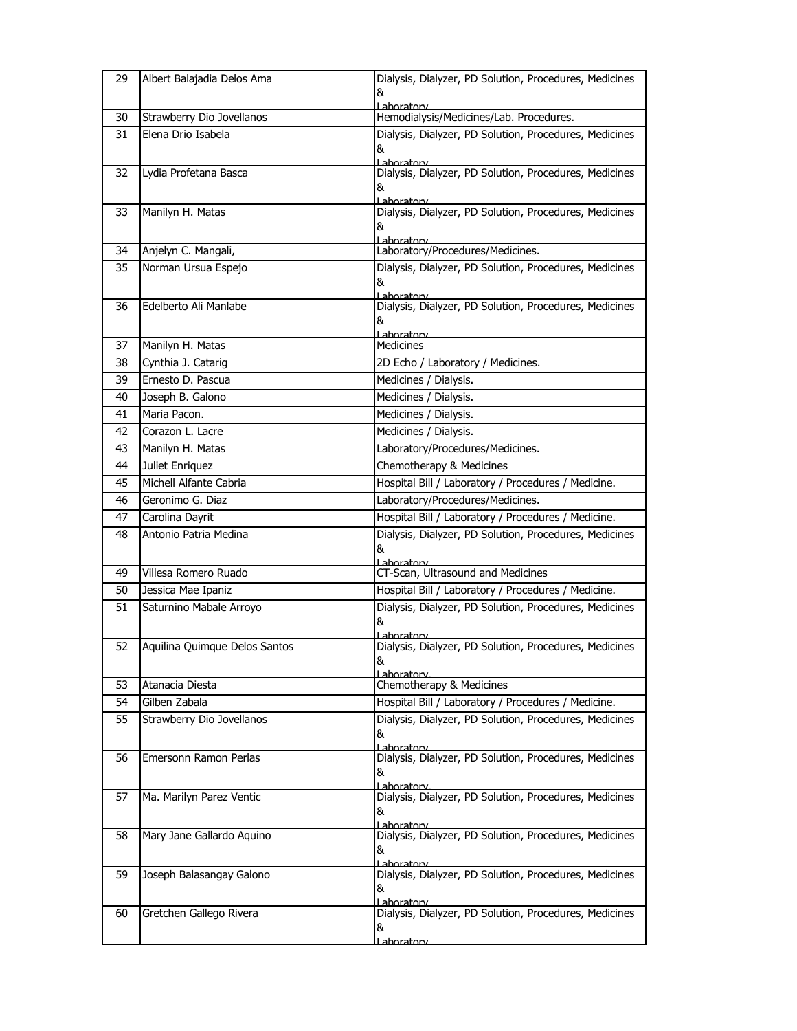| 29 | Albert Balajadia Delos Ama | Dialysis, Dialyzer, PD Solution, Procedures, Medicines & Laboratory |
|---|---|---|
| 30 | Strawberry Dio Jovellanos | Hemodialysis/Medicines/Lab. Procedures. |
| 31 | Elena Drio Isabela | Dialysis, Dialyzer, PD Solution, Procedures, Medicines & Laboratory |
| 32 | Lydia Profetana Basca | Dialysis, Dialyzer, PD Solution, Procedures, Medicines & Laboratory |
| 33 | Manilyn H. Matas | Dialysis, Dialyzer, PD Solution, Procedures, Medicines & Laboratory |
| 34 | Anjelyn C. Mangali, | Laboratory/Procedures/Medicines. |
| 35 | Norman Ursua Espejo | Dialysis, Dialyzer, PD Solution, Procedures, Medicines & Laboratory |
| 36 | Edelberto Ali Manlabe | Dialysis, Dialyzer, PD Solution, Procedures, Medicines & Laboratory |
| 37 | Manilyn H. Matas | Medicines |
| 38 | Cynthia J. Catarig | 2D Echo / Laboratory / Medicines. |
| 39 | Ernesto D. Pascua | Medicines / Dialysis. |
| 40 | Joseph B. Galono | Medicines / Dialysis. |
| 41 | Maria Pacon. | Medicines / Dialysis. |
| 42 | Corazon L. Lacre | Medicines / Dialysis. |
| 43 | Manilyn H. Matas | Laboratory/Procedures/Medicines. |
| 44 | Juliet Enriquez | Chemotherapy & Medicines |
| 45 | Michell Alfante Cabria | Hospital Bill / Laboratory / Procedures / Medicine. |
| 46 | Geronimo G. Diaz | Laboratory/Procedures/Medicines. |
| 47 | Carolina Dayrit | Hospital Bill / Laboratory / Procedures / Medicine. |
| 48 | Antonio Patria Medina | Dialysis, Dialyzer, PD Solution, Procedures, Medicines & Laboratory |
| 49 | Villesa Romero Ruado | CT-Scan, Ultrasound and Medicines |
| 50 | Jessica Mae Ipaniz | Hospital Bill / Laboratory / Procedures / Medicine. |
| 51 | Saturnino Mabale Arroyo | Dialysis, Dialyzer, PD Solution, Procedures, Medicines & Laboratory |
| 52 | Aquilina Quimque Delos Santos | Dialysis, Dialyzer, PD Solution, Procedures, Medicines & Laboratory |
| 53 | Atanacia Diesta | Chemotherapy & Medicines |
| 54 | Gilben Zabala | Hospital Bill / Laboratory / Procedures / Medicine. |
| 55 | Strawberry Dio Jovellanos | Dialysis, Dialyzer, PD Solution, Procedures, Medicines & Laboratory |
| 56 | Emersonn Ramon Perlas | Dialysis, Dialyzer, PD Solution, Procedures, Medicines & Laboratory |
| 57 | Ma. Marilyn Parez Ventic | Dialysis, Dialyzer, PD Solution, Procedures, Medicines & Laboratory |
| 58 | Mary Jane Gallardo Aquino | Dialysis, Dialyzer, PD Solution, Procedures, Medicines & Laboratory |
| 59 | Joseph Balasangay Galono | Dialysis, Dialyzer, PD Solution, Procedures, Medicines & Laboratory |
| 60 | Gretchen Gallego Rivera | Dialysis, Dialyzer, PD Solution, Procedures, Medicines & Laboratory |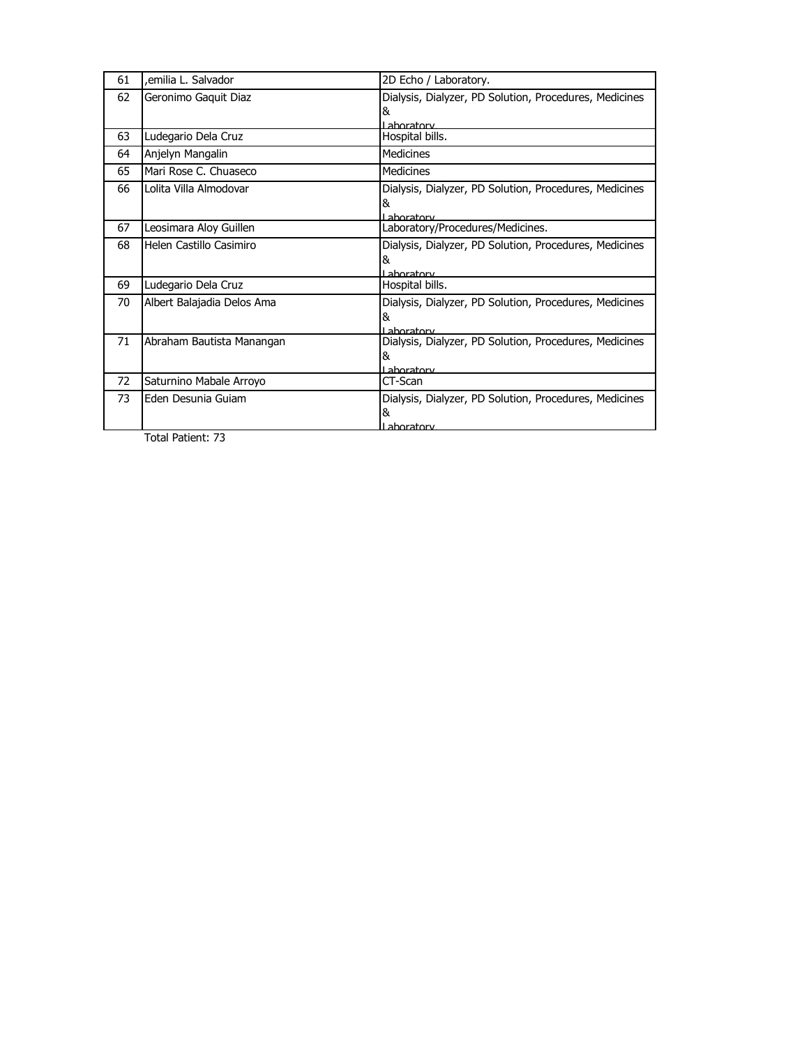| 61 | ,emilia L. Salvador | 2D Echo / Laboratory. |
|---|---|---|
| 62 | Geronimo Gaquit Diaz | Dialysis, Dialyzer, PD Solution, Procedures, Medicines & Laboratory |
| 63 | Ludegario Dela Cruz | Hospital bills. |
| 64 | Anjelyn Mangalin | Medicines |
| 65 | Mari Rose C. Chuaseco | Medicines |
| 66 | Lolita Villa Almodovar | Dialysis, Dialyzer, PD Solution, Procedures, Medicines & Laboratory |
| 67 | Leosimara Aloy Guillen | Laboratory/Procedures/Medicines. |
| 68 | Helen Castillo Casimiro | Dialysis, Dialyzer, PD Solution, Procedures, Medicines & Laboratory |
| 69 | Ludegario Dela Cruz | Hospital bills. |
| 70 | Albert Balajadia Delos Ama | Dialysis, Dialyzer, PD Solution, Procedures, Medicines & Laboratory |
| 71 | Abraham Bautista Manangan | Dialysis, Dialyzer, PD Solution, Procedures, Medicines & Laboratory |
| 72 | Saturnino Mabale Arroyo | CT-Scan |
| 73 | Eden Desunia Guiam | Dialysis, Dialyzer, PD Solution, Procedures, Medicines & Laboratory |

Total Patient: 73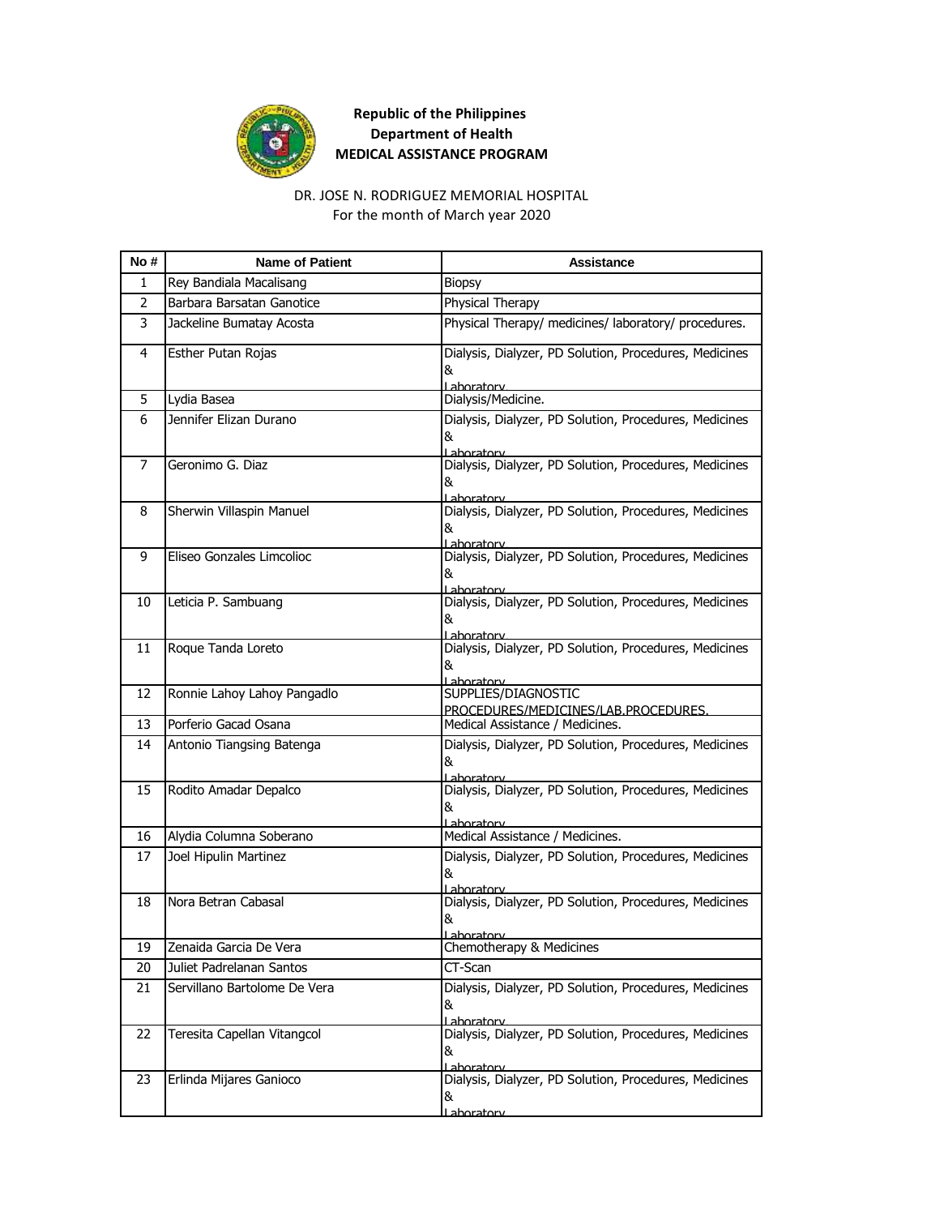**Republic of the Philippines**
**Department of Health**
**MEDICAL ASSISTANCE PROGRAM**

DR. JOSE N. RODRIGUEZ MEMORIAL HOSPITAL
For the month of March year 2020

| No # | Name of Patient | Assistance |
|---|---|---|
| 1 | Rey Bandiala Macalisang | Biopsy |
| 2 | Barbara Barsatan Ganotice | Physical Therapy |
| 3 | Jackeline Bumatay Acosta | Physical Therapy/ medicines/ laboratory/ procedures. |
| 4 | Esther Putan Rojas | Dialysis, Dialyzer, PD Solution, Procedures, Medicines & Laboratory |
| 5 | Lydia Basea | Dialysis/Medicine. |
| 6 | Jennifer Elizan Durano | Dialysis, Dialyzer, PD Solution, Procedures, Medicines & Laboratory |
| 7 | Geronimo G. Diaz | Dialysis, Dialyzer, PD Solution, Procedures, Medicines & Laboratory |
| 8 | Sherwin Villaspin Manuel | Dialysis, Dialyzer, PD Solution, Procedures, Medicines & Laboratory |
| 9 | Eliseo Gonzales Limcolioc | Dialysis, Dialyzer, PD Solution, Procedures, Medicines & Laboratory |
| 10 | Leticia P. Sambuang | Dialysis, Dialyzer, PD Solution, Procedures, Medicines & Laboratory |
| 11 | Roque Tanda Loreto | Dialysis, Dialyzer, PD Solution, Procedures, Medicines & Laboratory |
| 12 | Ronnie Lahoy Lahoy Pangadlo | SUPPLIES/DIAGNOSTIC PROCEDURES/MEDICINES/LAB.PROCEDURES. |
| 13 | Porferio Gacad Osana | Medical Assistance / Medicines. |
| 14 | Antonio Tiangsing Batenga | Dialysis, Dialyzer, PD Solution, Procedures, Medicines & Laboratory |
| 15 | Rodito Amadar Depalco | Dialysis, Dialyzer, PD Solution, Procedures, Medicines & Laboratory |
| 16 | Alydia Columna Soberano | Medical Assistance / Medicines. |
| 17 | Joel Hipulin Martinez | Dialysis, Dialyzer, PD Solution, Procedures, Medicines & Laboratory |
| 18 | Nora Betran Cabasal | Dialysis, Dialyzer, PD Solution, Procedures, Medicines & Laboratory |
| 19 | Zenaida Garcia De Vera | Chemotherapy & Medicines |
| 20 | Juliet Padrelanan Santos | CT-Scan |
| 21 | Servillano Bartolome De Vera | Dialysis, Dialyzer, PD Solution, Procedures, Medicines & Laboratory |
| 22 | Teresita Capellan Vitangcol | Dialysis, Dialyzer, PD Solution, Procedures, Medicines & Laboratory |
| 23 | Erlinda Mijares Ganioco | Dialysis, Dialyzer, PD Solution, Procedures, Medicines & Laboratory |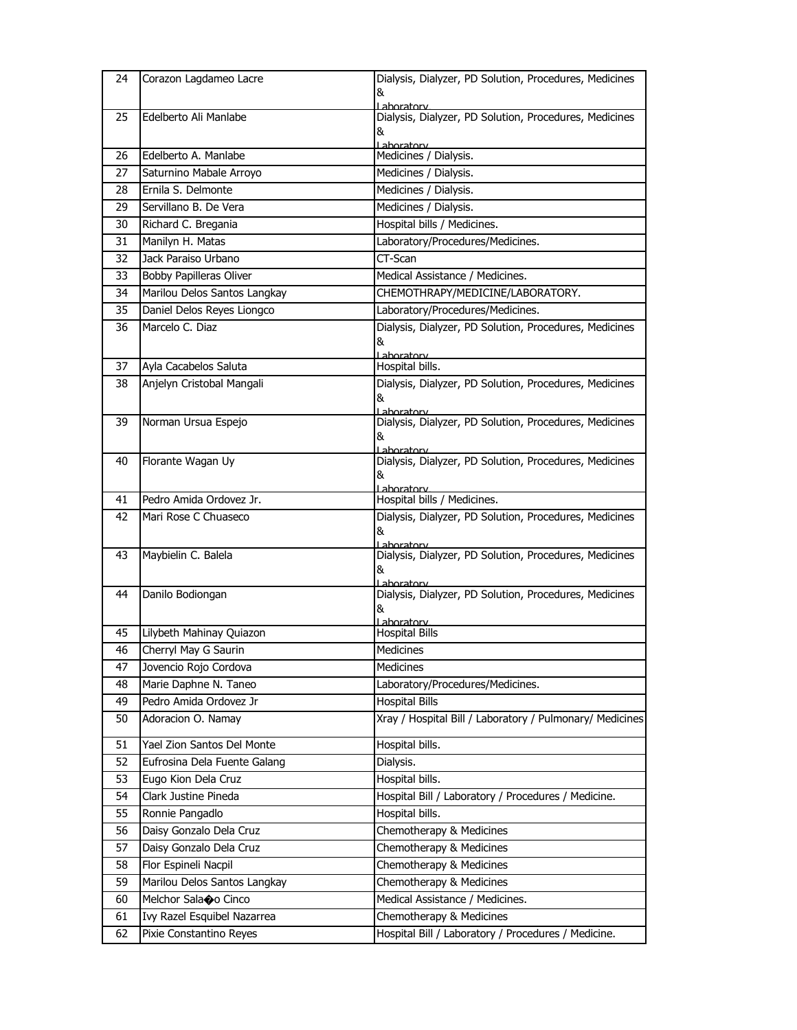| | | |
|---|---|---|
| 24 | Corazon Lagdameo Lacre | Dialysis, Dialyzer, PD Solution, Procedures, Medicines & Laboratory |
| 25 | Edelberto Ali Manlabe | Dialysis, Dialyzer, PD Solution, Procedures, Medicines & Laboratory |
| 26 | Edelberto A. Manlabe | Medicines / Dialysis. |
| 27 | Saturnino Mabale Arroyo | Medicines / Dialysis. |
| 28 | Ernila S. Delmonte | Medicines / Dialysis. |
| 29 | Servillano B. De Vera | Medicines / Dialysis. |
| 30 | Richard C. Bregania | Hospital bills / Medicines. |
| 31 | Manilyn H. Matas | Laboratory/Procedures/Medicines. |
| 32 | Jack Paraiso Urbano | CT-Scan |
| 33 | Bobby Papilleras Oliver | Medical Assistance / Medicines. |
| 34 | Marilou Delos Santos Langkay | CHEMOTHRAPY/MEDICINE/LABORATORY. |
| 35 | Daniel Delos Reyes Liongco | Laboratory/Procedures/Medicines. |
| 36 | Marcelo C. Diaz | Dialysis, Dialyzer, PD Solution, Procedures, Medicines & Laboratory |
| 37 | Ayla Cacabelos Saluta | Hospital bills. |
| 38 | Anjelyn Cristobal Mangali | Dialysis, Dialyzer, PD Solution, Procedures, Medicines & Laboratory |
| 39 | Norman Ursua Espejo | Dialysis, Dialyzer, PD Solution, Procedures, Medicines & Laboratory |
| 40 | Florante Wagan Uy | Dialysis, Dialyzer, PD Solution, Procedures, Medicines & Laboratory |
| 41 | Pedro Amida Ordovez Jr. | Hospital bills / Medicines. |
| 42 | Mari Rose C Chuaseco | Dialysis, Dialyzer, PD Solution, Procedures, Medicines & Laboratory |
| 43 | Maybielin C. Balela | Dialysis, Dialyzer, PD Solution, Procedures, Medicines & Laboratory |
| 44 | Danilo Bodiongan | Dialysis, Dialyzer, PD Solution, Procedures, Medicines & Laboratory |
| 45 | Lilybeth Mahinay Quiazon | Hospital Bills |
| 46 | Cherryl May G Saurin | Medicines |
| 47 | Jovencio Rojo Cordova | Medicines |
| 48 | Marie Daphne N. Taneo | Laboratory/Procedures/Medicines. |
| 49 | Pedro Amida Ordovez Jr | Hospital Bills |
| 50 | Adoracion O. Namay | Xray / Hospital Bill / Laboratory / Pulmonary/ Medicines |
| 51 | Yael Zion Santos Del Monte | Hospital bills. |
| 52 | Eufrosina Dela Fuente Galang | Dialysis. |
| 53 | Eugo Kion Dela Cruz | Hospital bills. |
| 54 | Clark Justine Pineda | Hospital Bill / Laboratory / Procedures / Medicine. |
| 55 | Ronnie Pangadlo | Hospital bills. |
| 56 | Daisy Gonzalo Dela Cruz | Chemotherapy & Medicines |
| 57 | Daisy Gonzalo Dela Cruz | Chemotherapy & Medicines |
| 58 | Flor Espineli Nacpil | Chemotherapy & Medicines |
| 59 | Marilou Delos Santos Langkay | Chemotherapy & Medicines |
| 60 | Melchor Sala�o Cinco | Medical Assistance / Medicines. |
| 61 | Ivy Razel Esquibel Nazarrea | Chemotherapy & Medicines |
| 62 | Pixie Constantino Reyes | Hospital Bill / Laboratory / Procedures / Medicine. |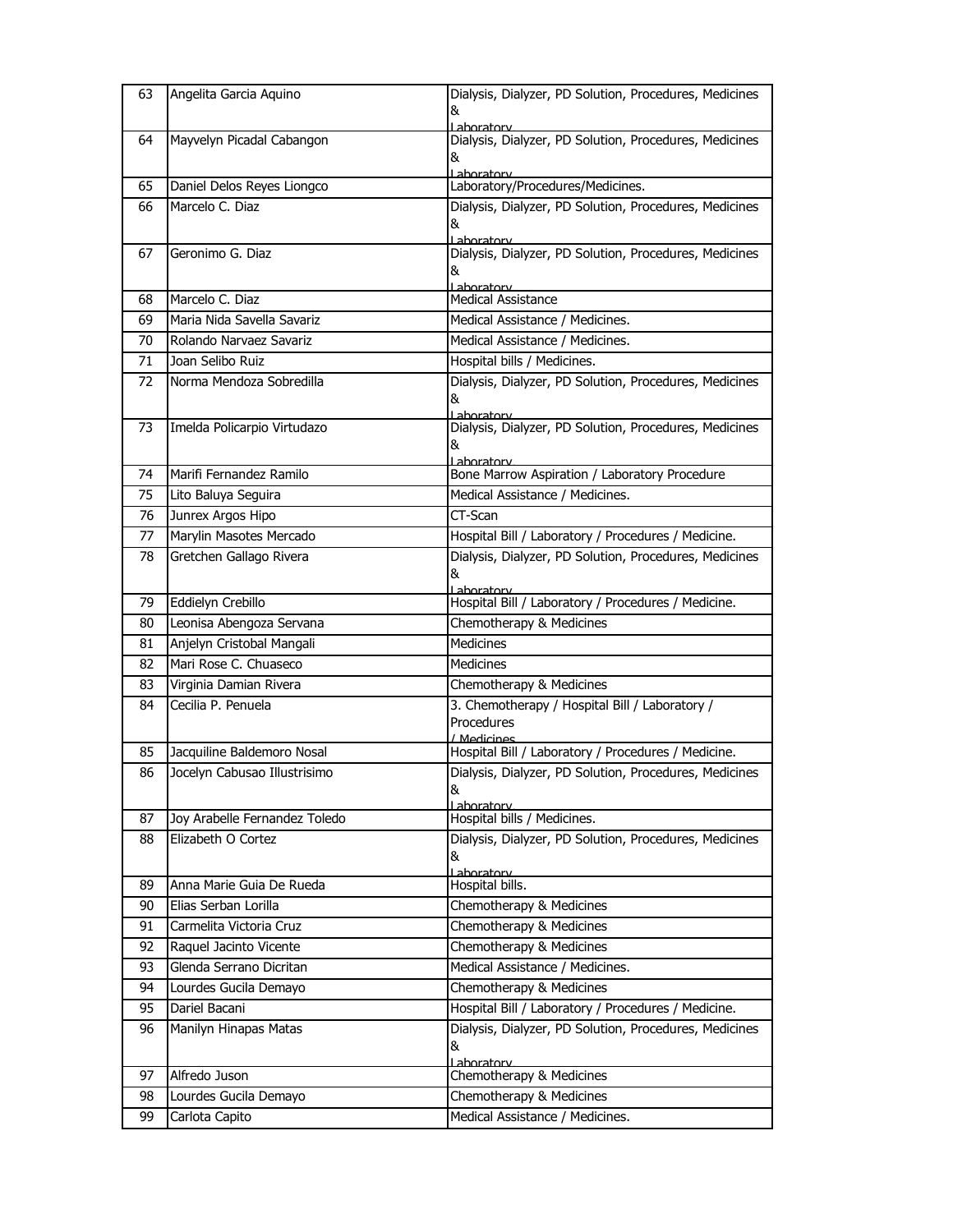| 63 | Angelita Garcia Aquino | Dialysis, Dialyzer, PD Solution, Procedures, Medicines & Laboratory |
|---|---|---|
| 64 | Mayvelyn Picadal Cabangon | Dialysis, Dialyzer, PD Solution, Procedures, Medicines & Laboratory |
| 65 | Daniel Delos Reyes Liongco | Laboratory/Procedures/Medicines. |
| 66 | Marcelo C. Diaz | Dialysis, Dialyzer, PD Solution, Procedures, Medicines & Laboratory |
| 67 | Geronimo G. Diaz | Dialysis, Dialyzer, PD Solution, Procedures, Medicines & Laboratory |
| 68 | Marcelo C. Diaz | Medical Assistance |
| 69 | Maria Nida Savella Savariz | Medical Assistance / Medicines. |
| 70 | Rolando Narvaez Savariz | Medical Assistance / Medicines. |
| 71 | Joan Selibo Ruiz | Hospital bills / Medicines. |
| 72 | Norma Mendoza Sobredilla | Dialysis, Dialyzer, PD Solution, Procedures, Medicines & Laboratory |
| 73 | Imelda Policarpio Virtudazo | Dialysis, Dialyzer, PD Solution, Procedures, Medicines & Laboratory |
| 74 | Marifi Fernandez Ramilo | Bone Marrow Aspiration / Laboratory Procedure |
| 75 | Lito Baluya Seguira | Medical Assistance / Medicines. |
| 76 | Junrex Argos Hipo | CT-Scan |
| 77 | Marylin Masotes Mercado | Hospital Bill / Laboratory / Procedures / Medicine. |
| 78 | Gretchen Gallago Rivera | Dialysis, Dialyzer, PD Solution, Procedures, Medicines & Laboratory |
| 79 | Eddielyn Crebillo | Hospital Bill / Laboratory / Procedures / Medicine. |
| 80 | Leonisa Abengoza Servana | Chemotherapy & Medicines |
| 81 | Anjelyn Cristobal Mangali | Medicines |
| 82 | Mari Rose C. Chuaseco | Medicines |
| 83 | Virginia Damian Rivera | Chemotherapy & Medicines |
| 84 | Cecilia P. Penuela | 3. Chemotherapy / Hospital Bill / Laboratory / Procedures / Medicines |
| 85 | Jacquiline Baldemoro Nosal | Hospital Bill / Laboratory / Procedures / Medicine. |
| 86 | Jocelyn Cabusao Illustrisimo | Dialysis, Dialyzer, PD Solution, Procedures, Medicines & Laboratory |
| 87 | Joy Arabelle Fernandez Toledo | Hospital bills / Medicines. |
| 88 | Elizabeth O Cortez | Dialysis, Dialyzer, PD Solution, Procedures, Medicines & Laboratory |
| 89 | Anna Marie Guia De Rueda | Hospital bills. |
| 90 | Elias Serban Lorilla | Chemotherapy & Medicines |
| 91 | Carmelita Victoria Cruz | Chemotherapy & Medicines |
| 92 | Raquel Jacinto Vicente | Chemotherapy & Medicines |
| 93 | Glenda Serrano Dicritan | Medical Assistance / Medicines. |
| 94 | Lourdes Gucila Demayo | Chemotherapy & Medicines |
| 95 | Dariel Bacani | Hospital Bill / Laboratory / Procedures / Medicine. |
| 96 | Manilyn Hinapas Matas | Dialysis, Dialyzer, PD Solution, Procedures, Medicines & Laboratory |
| 97 | Alfredo Juson | Chemotherapy & Medicines |
| 98 | Lourdes Gucila Demayo | Chemotherapy & Medicines |
| 99 | Carlota Capito | Medical Assistance / Medicines. |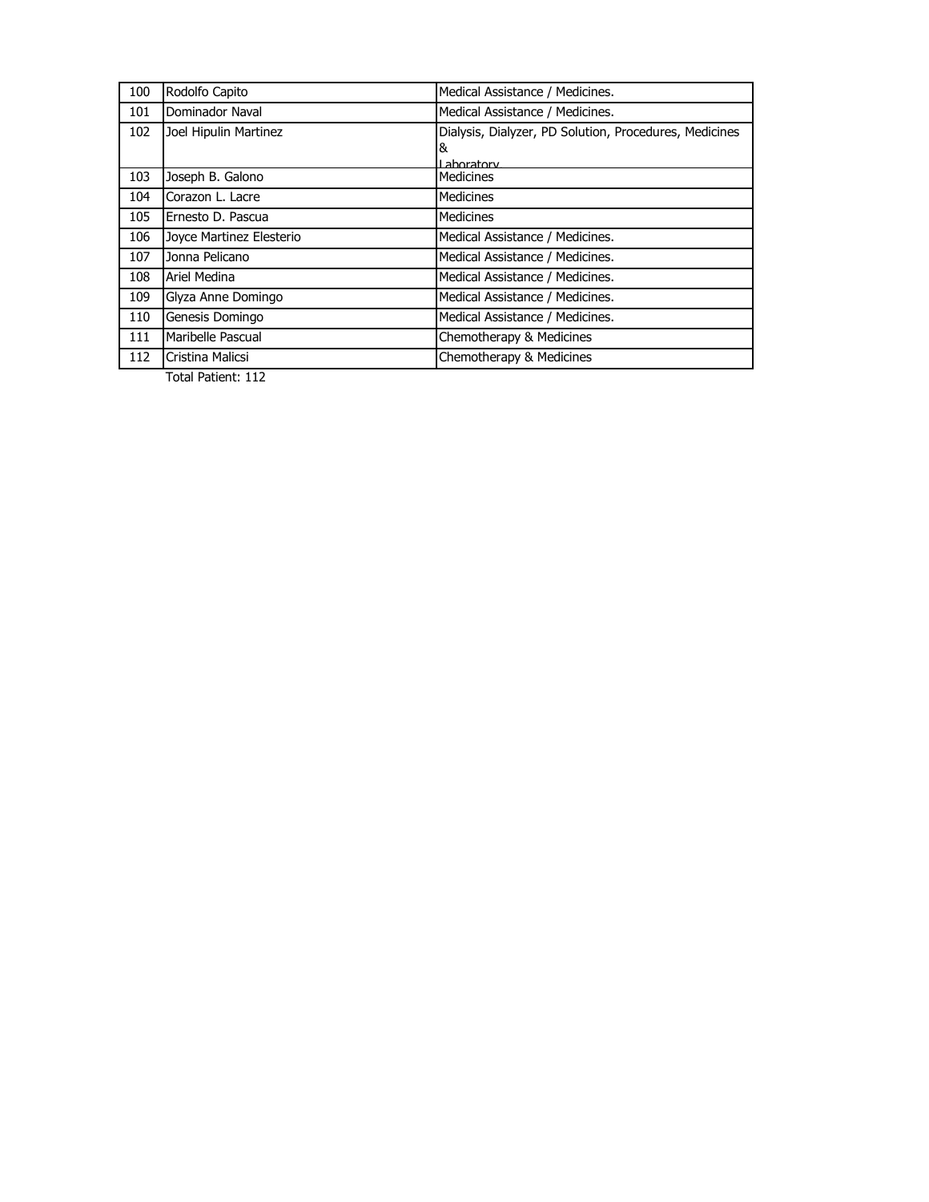| | | |
|---|---|---|
| 100 | Rodolfo Capito | Medical Assistance / Medicines. |
| 101 | Dominador Naval | Medical Assistance / Medicines. |
| 102 | Joel Hipulin Martinez | Dialysis, Dialyzer, PD Solution, Procedures, Medicines & Laboratory |
| 103 | Joseph B. Galono | Medicines |
| 104 | Corazon L. Lacre | Medicines |
| 105 | Ernesto D. Pascua | Medicines |
| 106 | Joyce Martinez Elesterio | Medical Assistance / Medicines. |
| 107 | Jonna Pelicano | Medical Assistance / Medicines. |
| 108 | Ariel Medina | Medical Assistance / Medicines. |
| 109 | Glyza Anne Domingo | Medical Assistance / Medicines. |
| 110 | Genesis Domingo | Medical Assistance / Medicines. |
| 111 | Maribelle Pascual | Chemotherapy & Medicines |
| 112 | Cristina Malicsi | Chemotherapy & Medicines |

Total Patient: 112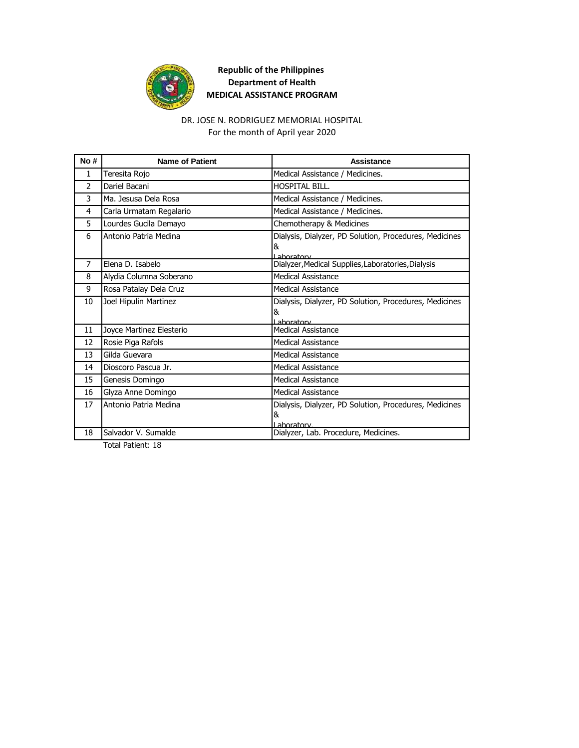**Republic of the Philippines**
**Department of Health**
**MEDICAL ASSISTANCE PROGRAM**

DR. JOSE N. RODRIGUEZ MEMORIAL HOSPITAL
For the month of April year 2020

| No # | Name of Patient | Assistance |
|---|---|---|
| 1 | Teresita Rojo | Medical Assistance / Medicines. |
| 2 | Dariel Bacani | HOSPITAL BILL. |
| 3 | Ma. Jesusa Dela Rosa | Medical Assistance / Medicines. |
| 4 | Carla Urmatam Regalario | Medical Assistance / Medicines. |
| 5 | Lourdes Gucila Demayo | Chemotherapy & Medicines |
| 6 | Antonio Patria Medina | Dialysis, Dialyzer, PD Solution, Procedures, Medicines & Laboratory |
| 7 | Elena D. Isabelo | Dialyzer,Medical Supplies,Laboratories,Dialysis |
| 8 | Alydia Columna Soberano | Medical Assistance |
| 9 | Rosa Patalay Dela Cruz | Medical Assistance |
| 10 | Joel Hipulin Martinez | Dialysis, Dialyzer, PD Solution, Procedures, Medicines & Laboratory |
| 11 | Joyce Martinez Elesterio | Medical Assistance |
| 12 | Rosie Piga Rafols | Medical Assistance |
| 13 | Gilda Guevara | Medical Assistance |
| 14 | Dioscoro Pascua Jr. | Medical Assistance |
| 15 | Genesis Domingo | Medical Assistance |
| 16 | Glyza Anne Domingo | Medical Assistance |
| 17 | Antonio Patria Medina | Dialysis, Dialyzer, PD Solution, Procedures, Medicines & Laboratory |
| 18 | Salvador V. Sumalde | Dialyzer, Lab. Procedure, Medicines. |

Total Patient: 18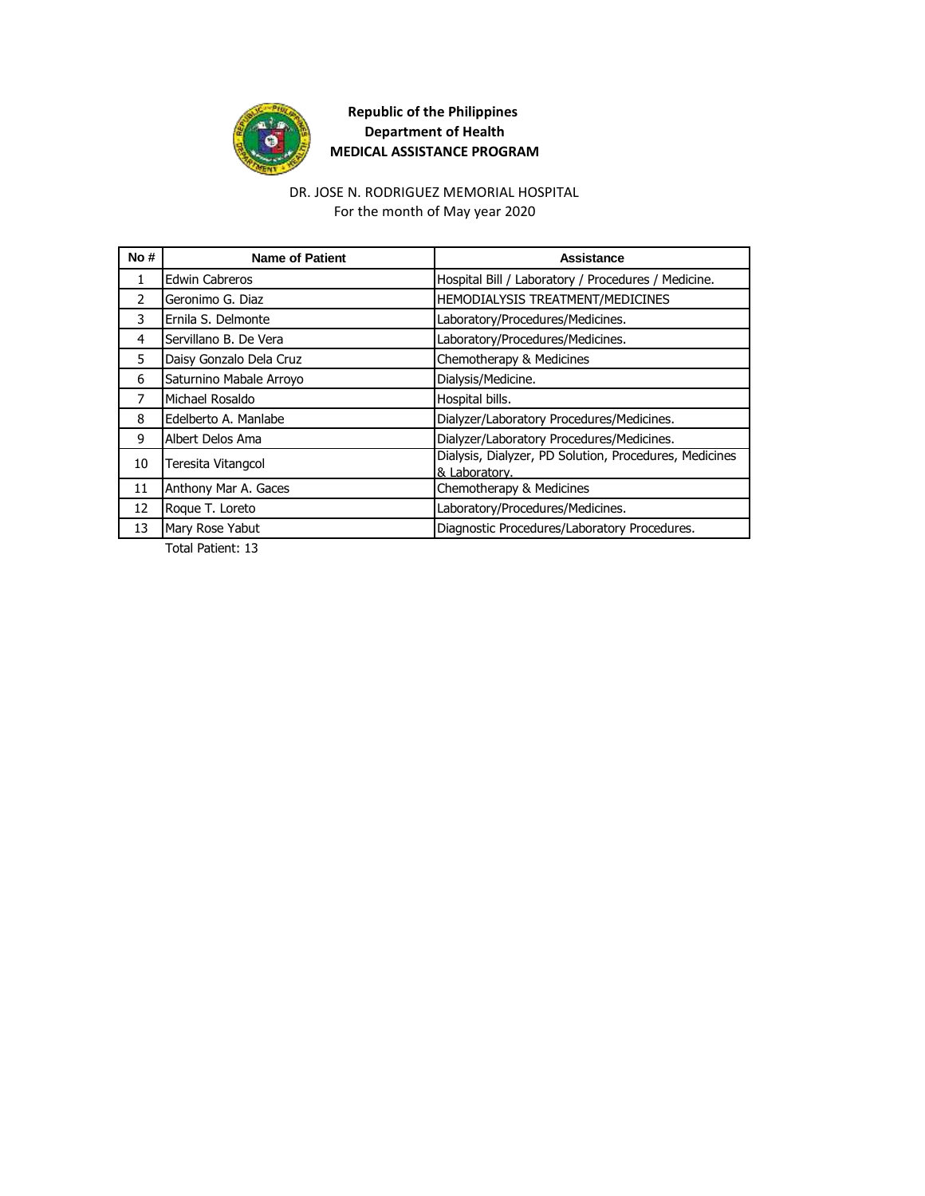**Republic of the Philippines**
**Department of Health**
**MEDICAL ASSISTANCE PROGRAM**

DR. JOSE N. RODRIGUEZ MEMORIAL HOSPITAL
For the month of May year 2020

| No # | Name of Patient | Assistance |
|---|---|---|
| 1 | Edwin Cabreros | Hospital Bill / Laboratory / Procedures / Medicine. |
| 2 | Geronimo G. Diaz | HEMODIALYSIS TREATMENT/MEDICINES |
| 3 | Ernila S. Delmonte | Laboratory/Procedures/Medicines. |
| 4 | Servillano B. De Vera | Laboratory/Procedures/Medicines. |
| 5 | Daisy Gonzalo Dela Cruz | Chemotherapy & Medicines |
| 6 | Saturnino Mabale Arroyo | Dialysis/Medicine. |
| 7 | Michael Rosaldo | Hospital bills. |
| 8 | Edelberto A. Manlabe | Dialyzer/Laboratory Procedures/Medicines. |
| 9 | Albert Delos Ama | Dialyzer/Laboratory Procedures/Medicines. |
| 10 | Teresita Vitangcol | Dialysis, Dialyzer, PD Solution, Procedures, Medicines & Laboratory. |
| 11 | Anthony Mar A. Gaces | Chemotherapy & Medicines |
| 12 | Roque T. Loreto | Laboratory/Procedures/Medicines. |
| 13 | Mary Rose Yabut | Diagnostic Procedures/Laboratory Procedures. |

Total Patient: 13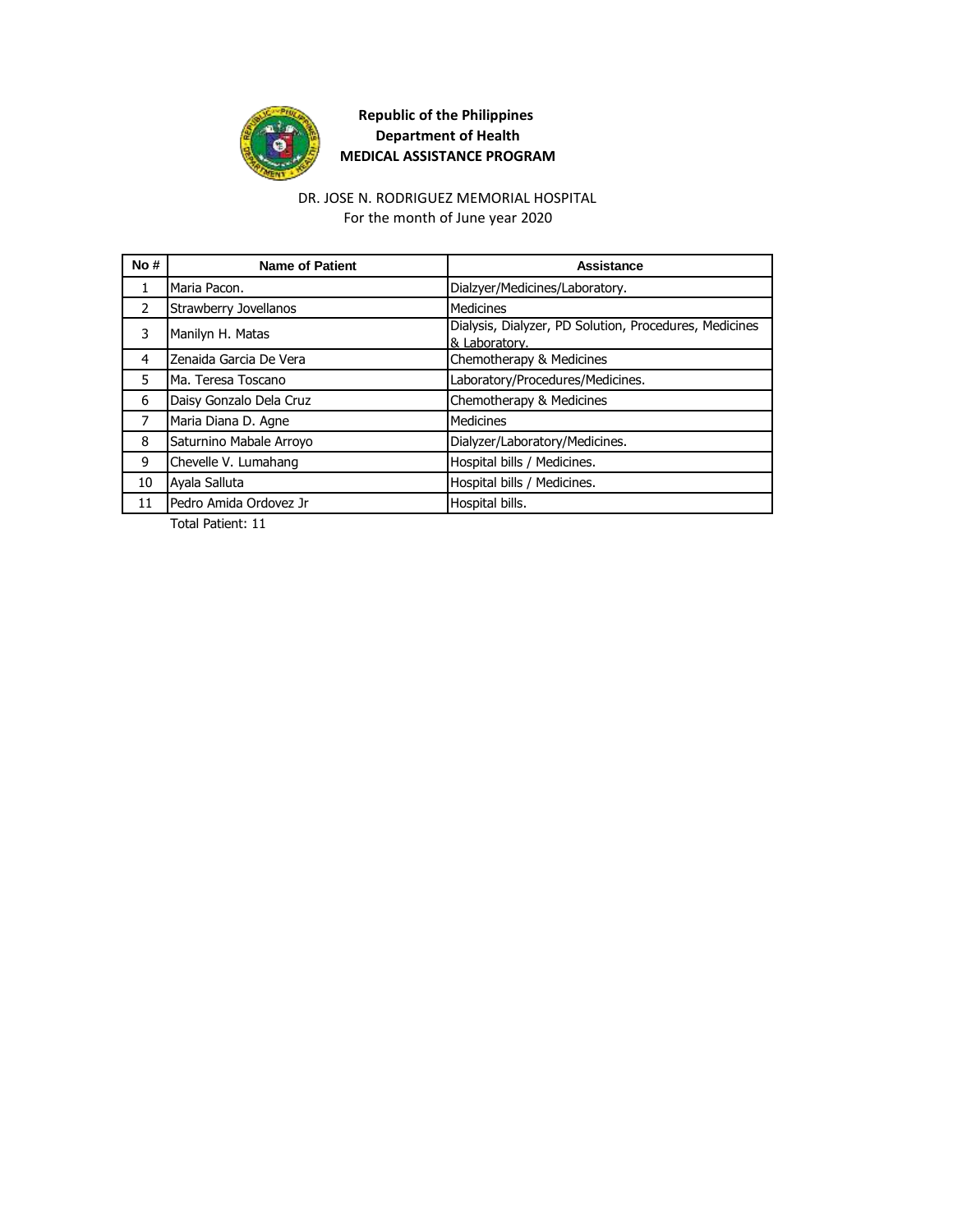**Republic of the Philippines**
**Department of Health**
**MEDICAL ASSISTANCE PROGRAM**

DR. JOSE N. RODRIGUEZ MEMORIAL HOSPITAL
For the month of June year 2020

| No # | Name of Patient | Assistance |
|---|---|---|
| 1 | Maria Pacon. | Dialzyer/Medicines/Laboratory. |
| 2 | Strawberry Jovellanos | Medicines |
| 3 | Manilyn H. Matas | Dialysis, Dialyzer, PD Solution, Procedures, Medicines & Laboratory. |
| 4 | Zenaida Garcia De Vera | Chemotherapy & Medicines |
| 5 | Ma. Teresa Toscano | Laboratory/Procedures/Medicines. |
| 6 | Daisy Gonzalo Dela Cruz | Chemotherapy & Medicines |
| 7 | Maria Diana D. Agne | Medicines |
| 8 | Saturnino Mabale Arroyo | Dialyzer/Laboratory/Medicines. |
| 9 | Chevelle V. Lumahang | Hospital bills / Medicines. |
| 10 | Ayala Salluta | Hospital bills / Medicines. |
| 11 | Pedro Amida Ordovez Jr | Hospital bills. |

Total Patient: 11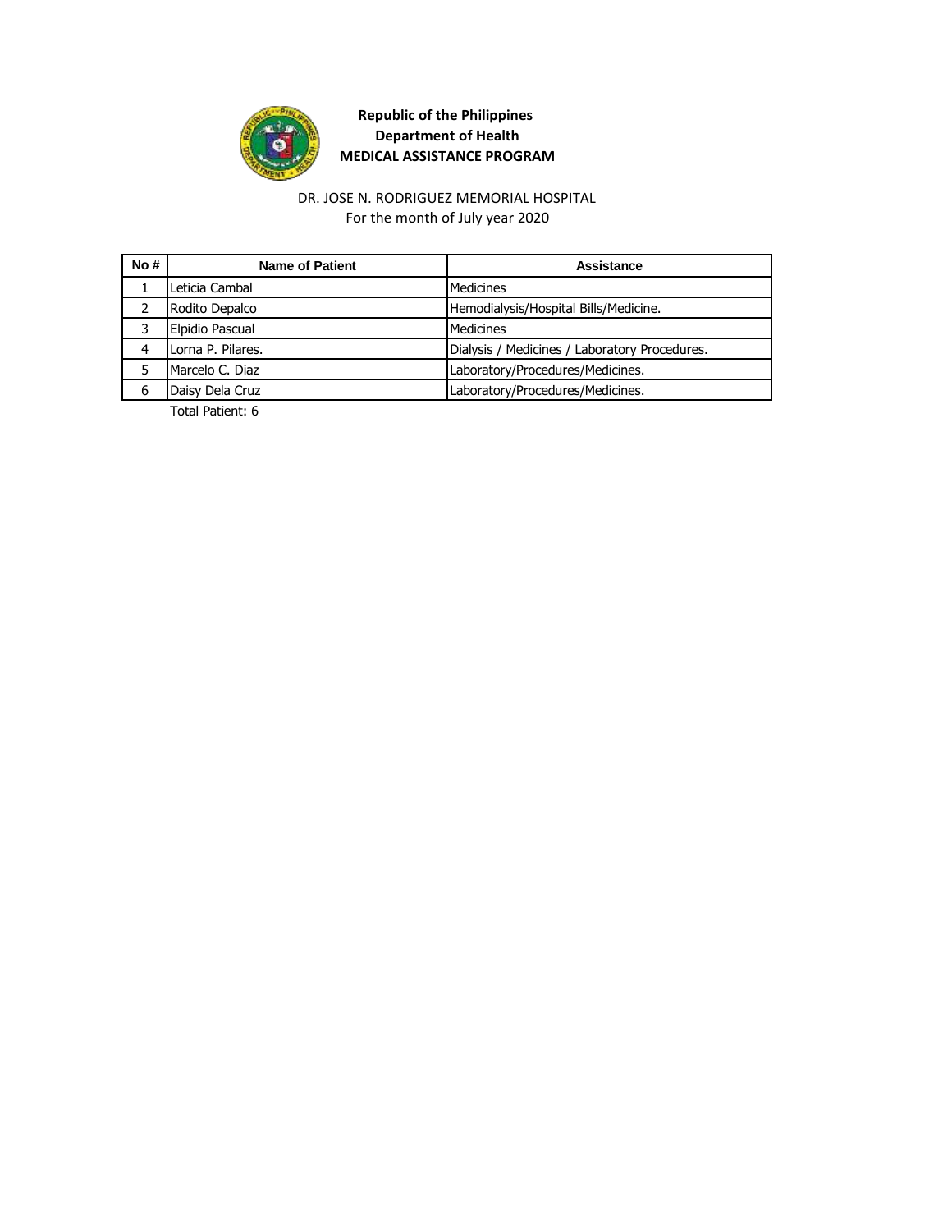**Republic of the Philippines**
**Department of Health**
**MEDICAL ASSISTANCE PROGRAM**

DR. JOSE N. RODRIGUEZ MEMORIAL HOSPITAL
For the month of July year 2020

| No # | Name of Patient | Assistance |
|---|---|---|
| 1 | Leticia Cambal | Medicines |
| 2 | Rodito Depalco | Hemodialysis/Hospital Bills/Medicine. |
| 3 | Elpidio Pascual | Medicines |
| 4 | Lorna P. Pilares. | Dialysis / Medicines / Laboratory Procedures. |
| 5 | Marcelo C. Diaz | Laboratory/Procedures/Medicines. |
| 6 | Daisy Dela Cruz | Laboratory/Procedures/Medicines. |

Total Patient: 6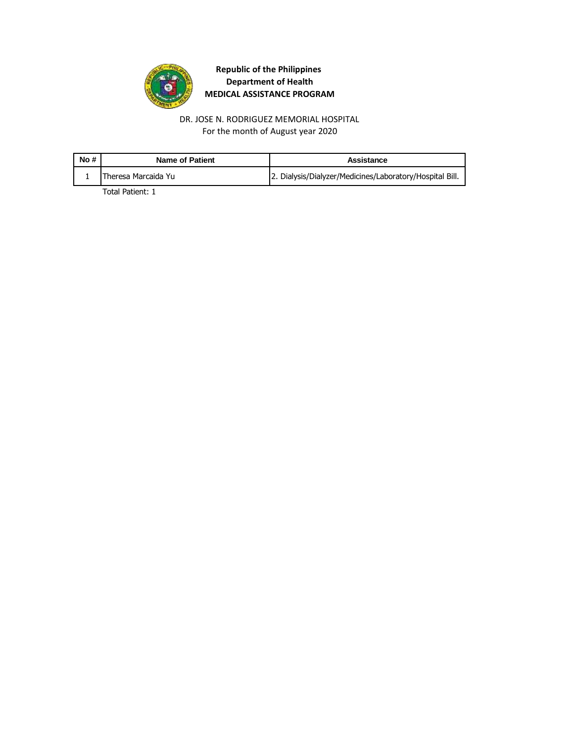**Republic of the Philippines**
**Department of Health**
**MEDICAL ASSISTANCE PROGRAM**

DR. JOSE N. RODRIGUEZ MEMORIAL HOSPITAL
For the month of August year 2020

| No # | Name of Patient | Assistance |
|---|---|---|
| 1 | Theresa Marcaida Yu | 2. Dialysis/Dialyzer/Medicines/Laboratory/Hospital Bill. |

Total Patient: 1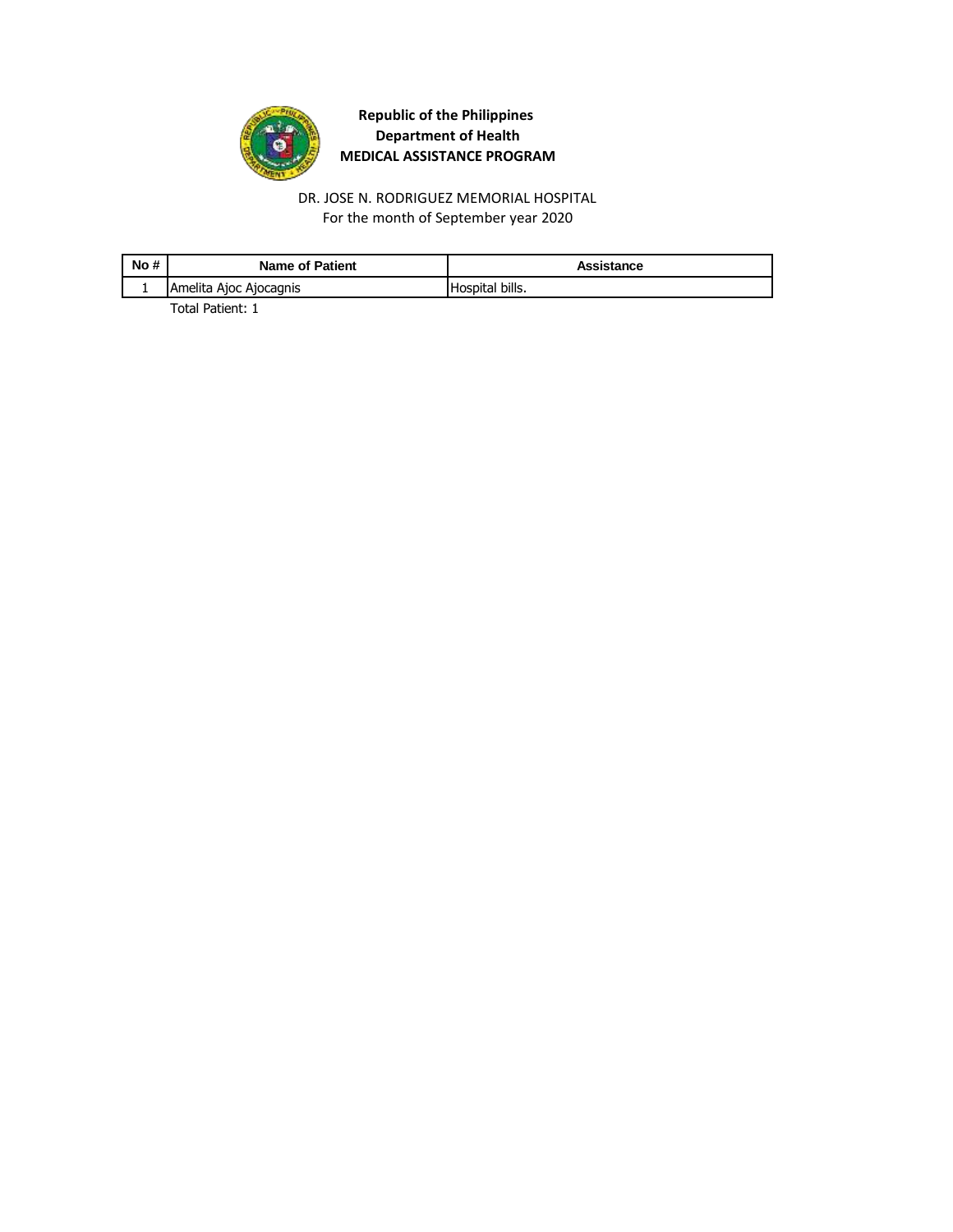**Republic of the Philippines**
**Department of Health**
**MEDICAL ASSISTANCE PROGRAM**

DR. JOSE N. RODRIGUEZ MEMORIAL HOSPITAL
For the month of September year 2020

| No # | Name of Patient | Assistance |
|---|---|---|
| 1 | Amelita Ajoc Ajocagnis | Hospital bills. |

Total Patient: 1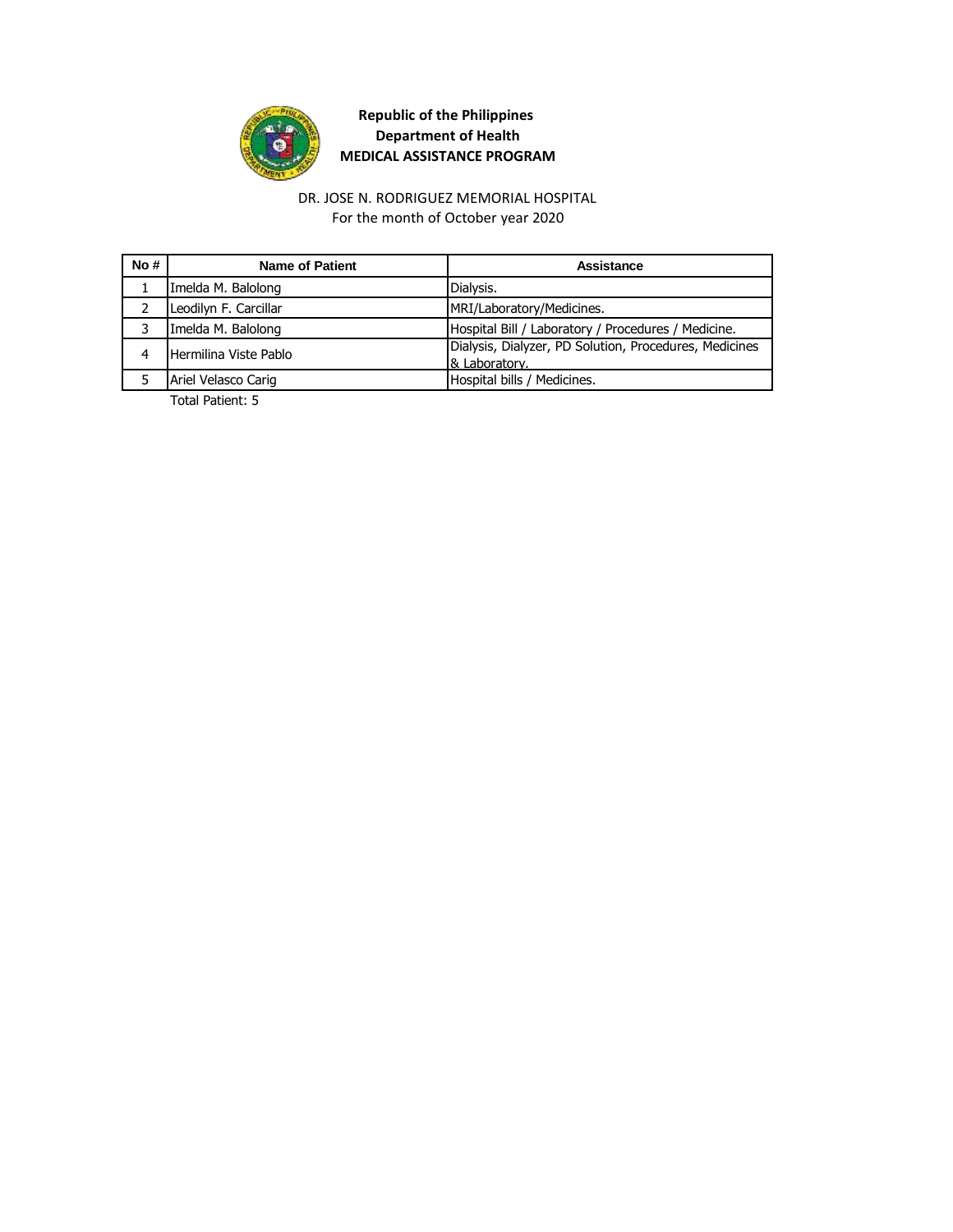**Republic of the Philippines**
**Department of Health**
**MEDICAL ASSISTANCE PROGRAM**

DR. JOSE N. RODRIGUEZ MEMORIAL HOSPITAL
For the month of October year 2020

| No # | Name of Patient | Assistance |
|---|---|---|
| 1 | Imelda M. Balolong | Dialysis. |
| 2 | Leodilyn F. Carcillar | MRI/Laboratory/Medicines. |
| 3 | Imelda M. Balolong | Hospital Bill / Laboratory / Procedures / Medicine. |
| 4 | Hermilina Viste Pablo | Dialysis, Dialyzer, PD Solution, Procedures, Medicines & Laboratory. |
| 5 | Ariel Velasco Carig | Hospital bills / Medicines. |

Total Patient: 5